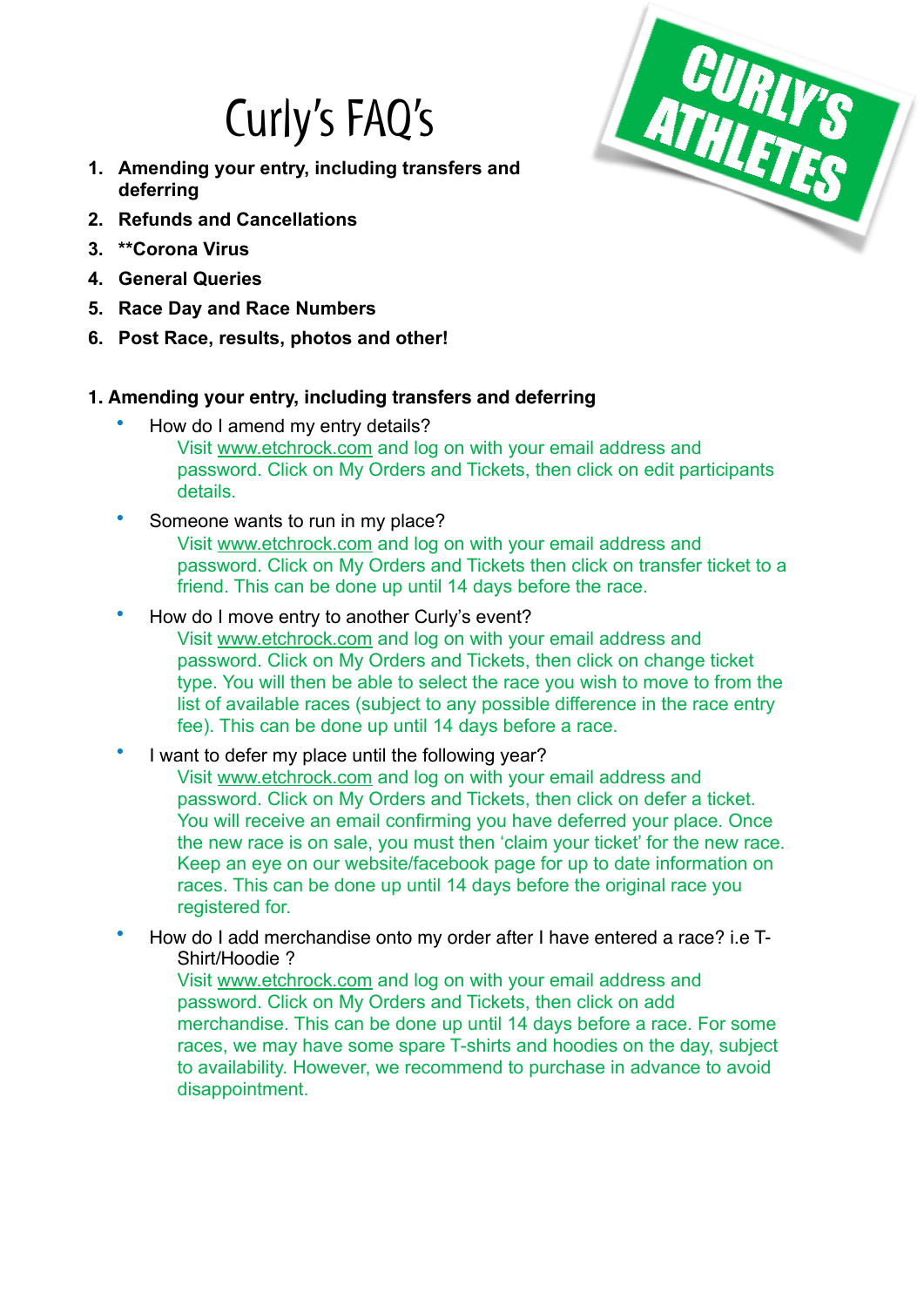# Curly's FAQ's

CURLY'S ATHLETES

1. **Amending your entry, including transfers and deferring**
2. **Refunds and Cancellations**
3. **\*\*Corona Virus**
4. **General Queries**
5. **Race Day and Race Numbers**
6. **Post Race, results, photos and other!**

## 1. Amending your entry, including transfers and deferring

- How do I amend my entry details?

  Visit www.etchrock.com and log on with your email address and password. Click on My Orders and Tickets, then click on edit participants details.

- Someone wants to run in my place?

  Visit www.etchrock.com and log on with your email address and password. Click on My Orders and Tickets then click on transfer ticket to a friend. This can be done up until 14 days before the race.

- How do I move entry to another Curly's event?

  Visit www.etchrock.com and log on with your email address and password. Click on My Orders and Tickets, then click on change ticket type. You will then be able to select the race you wish to move to from the list of available races (subject to any possible difference in the race entry fee). This can be done up until 14 days before a race.

- I want to defer my place until the following year?

  Visit www.etchrock.com and log on with your email address and password. Click on My Orders and Tickets, then click on defer a ticket. You will receive an email confirming you have deferred your place. Once the new race is on sale, you must then 'claim your ticket' for the new race. Keep an eye on our website/facebook page for up to date information on races. This can be done up until 14 days before the original race you registered for.

- How do I add merchandise onto my order after I have entered a race? i.e T-Shirt/Hoodie ?

  Visit www.etchrock.com and log on with your email address and password. Click on My Orders and Tickets, then click on add merchandise. This can be done up until 14 days before a race. For some races, we may have some spare T-shirts and hoodies on the day, subject to availability. However, we recommend to purchase in advance to avoid disappointment.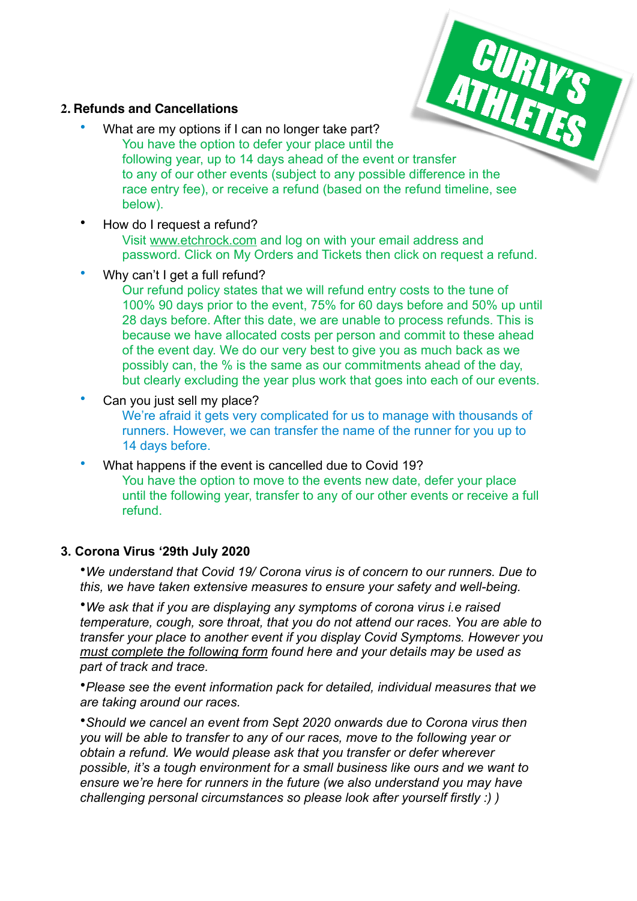## 2. Refunds and Cancellations

- What are my options if I can no longer take part?

  You have the option to defer your place until the following year, up to 14 days ahead of the event or transfer to any of our other events (subject to any possible difference in the race entry fee), or receive a refund (based on the refund timeline, see below).

- How do I request a refund?

  Visit www.etchrock.com and log on with your email address and password. Click on My Orders and Tickets then click on request a refund.

- Why can't I get a full refund?

  Our refund policy states that we will refund entry costs to the tune of 100% 90 days prior to the event, 75% for 60 days before and 50% up until 28 days before. After this date, we are unable to process refunds. This is because we have allocated costs per person and commit to these ahead of the event day. We do our very best to give you as much back as we possibly can, the % is the same as our commitments ahead of the day, but clearly excluding the year plus work that goes into each of our events.

- Can you just sell my place?

  We're afraid it gets very complicated for us to manage with thousands of runners. However, we can transfer the name of the runner for you up to 14 days before.

- What happens if the event is cancelled due to Covid 19?

  You have the option to move to the events new date, defer your place until the following year, transfer to any of our other events or receive a full refund.

## 3. Corona Virus '29th July 2020

- *We understand that Covid 19/ Corona virus is of concern to our runners. Due to this, we have taken extensive measures to ensure your safety and well-being.*

- *We ask that if you are displaying any symptoms of corona virus i.e raised temperature, cough, sore throat, that you do not attend our races. You are able to transfer your place to another event if you display Covid Symptoms. However you must complete the following form found here and your details may be used as part of track and trace.*

- *Please see the event information pack for detailed, individual measures that we are taking around our races.*

- *Should we cancel an event from Sept 2020 onwards due to Corona virus then you will be able to transfer to any of our races, move to the following year or obtain a refund. We would please ask that you transfer or defer wherever possible, it's a tough environment for a small business like ours and we want to ensure we're here for runners in the future (we also understand you may have challenging personal circumstances so please look after yourself firstly :) )*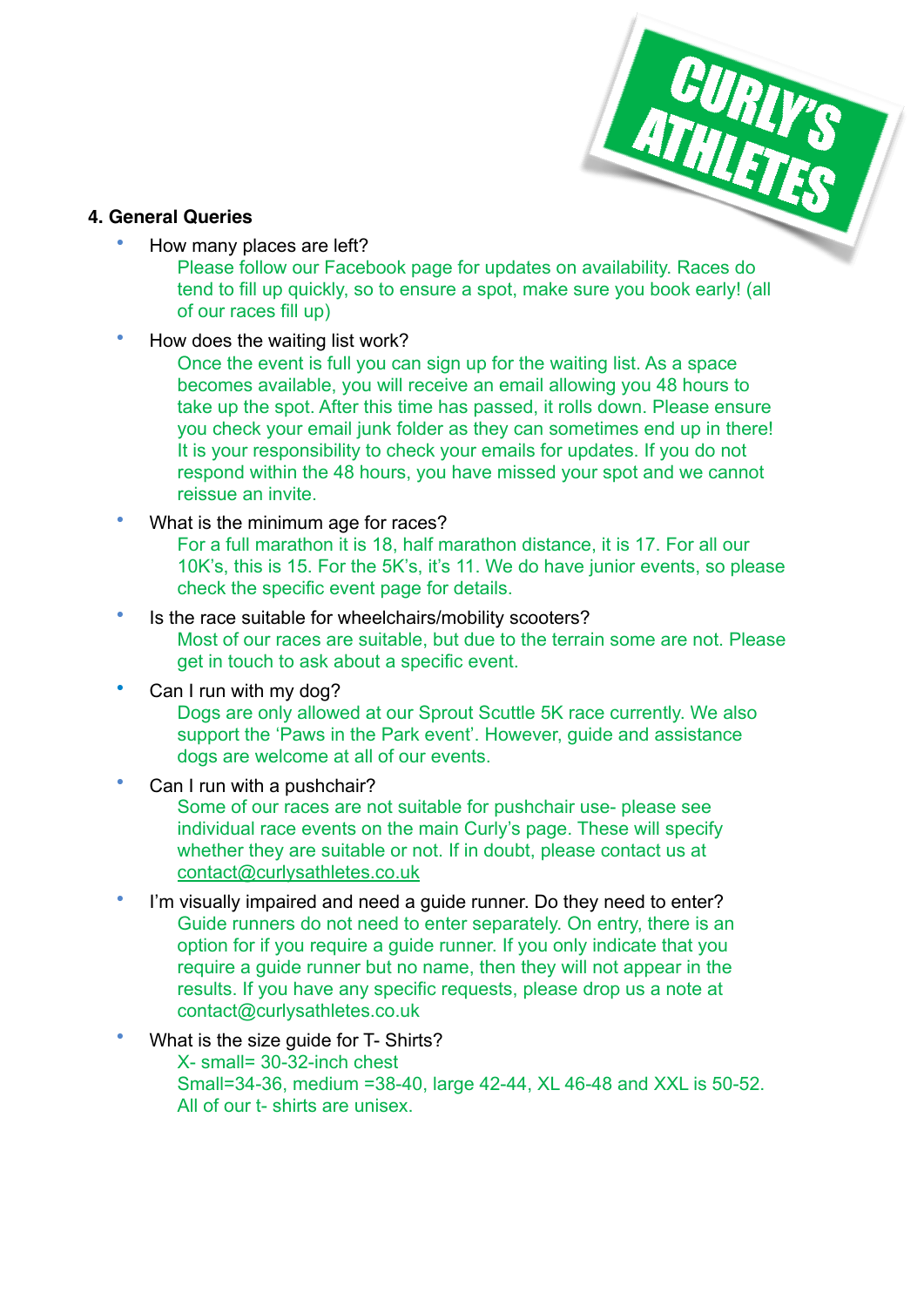**CURLY'S ATHLETES**

## 4. General Queries

- How many places are left?

  Please follow our Facebook page for updates on availability. Races do tend to fill up quickly, so to ensure a spot, make sure you book early! (all of our races fill up)

- How does the waiting list work?

  Once the event is full you can sign up for the waiting list. As a space becomes available, you will receive an email allowing you 48 hours to take up the spot. After this time has passed, it rolls down. Please ensure you check your email junk folder as they can sometimes end up in there! It is your responsibility to check your emails for updates. If you do not respond within the 48 hours, you have missed your spot and we cannot reissue an invite.

- What is the minimum age for races?

  For a full marathon it is 18, half marathon distance, it is 17. For all our 10K's, this is 15. For the 5K's, it's 11. We do have junior events, so please check the specific event page for details.

- Is the race suitable for wheelchairs/mobility scooters?

  Most of our races are suitable, but due to the terrain some are not. Please get in touch to ask about a specific event.

- Can I run with my dog?

  Dogs are only allowed at our Sprout Scuttle 5K race currently. We also support the 'Paws in the Park event'. However, guide and assistance dogs are welcome at all of our events.

- Can I run with a pushchair?

  Some of our races are not suitable for pushchair use- please see individual race events on the main Curly's page. These will specify whether they are suitable or not. If in doubt, please contact us at contact@curlysathletes.co.uk

- I'm visually impaired and need a guide runner. Do they need to enter?

  Guide runners do not need to enter separately. On entry, there is an option for if you require a guide runner. If you only indicate that you require a guide runner but no name, then they will not appear in the results. If you have any specific requests, please drop us a note at contact@curlysathletes.co.uk

- What is the size guide for T- Shirts?

  X- small= 30-32-inch chest
  Small=34-36, medium =38-40, large 42-44, XL 46-48 and XXL is 50-52.
  All of our t- shirts are unisex.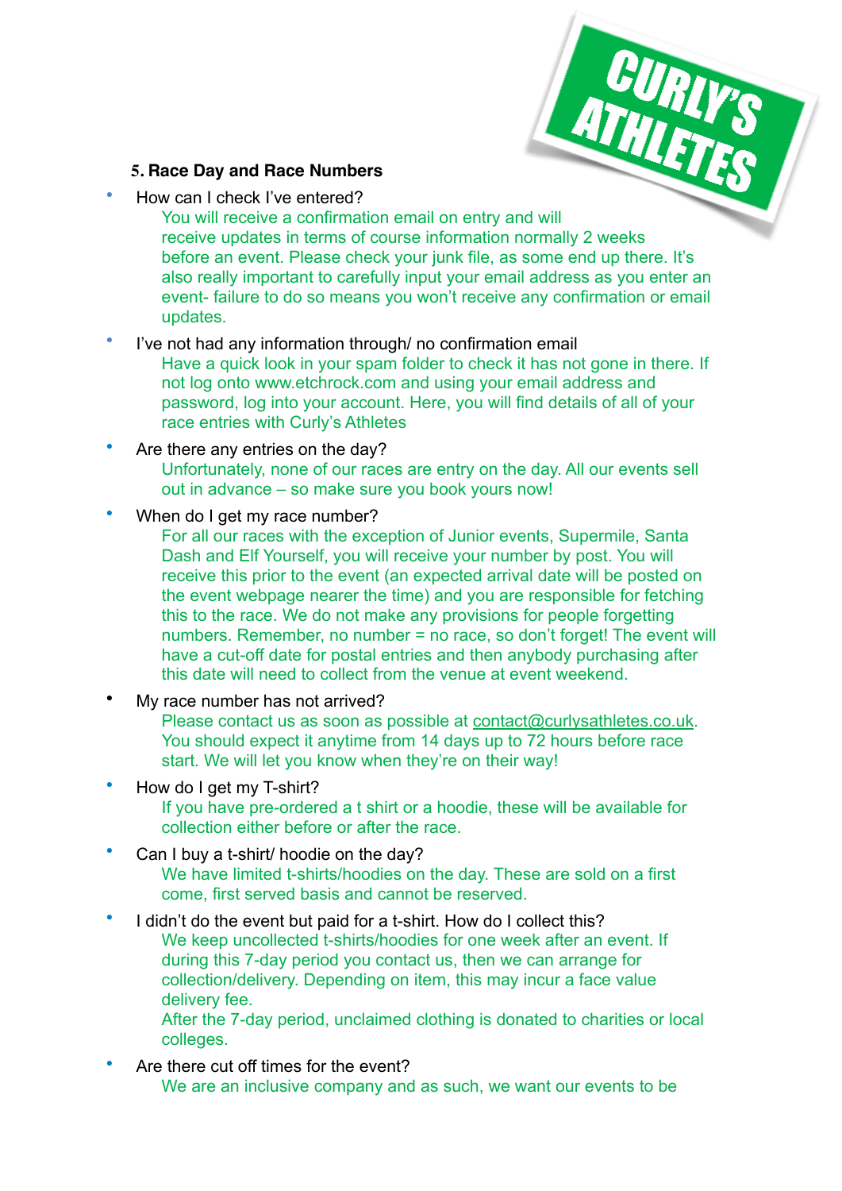**CURLY'S ATHLETES**

### 5. Race Day and Race Numbers

- How can I check I've entered?

  You will receive a confirmation email on entry and will receive updates in terms of course information normally 2 weeks before an event. Please check your junk file, as some end up there. It's also really important to carefully input your email address as you enter an event- failure to do so means you won't receive any confirmation or email updates.

- I've not had any information through/ no confirmation email

  Have a quick look in your spam folder to check it has not gone in there. If not log onto www.etchrock.com and using your email address and password, log into your account. Here, you will find details of all of your race entries with Curly's Athletes

- Are there any entries on the day?

  Unfortunately, none of our races are entry on the day. All our events sell out in advance – so make sure you book yours now!

- When do I get my race number?

  For all our races with the exception of Junior events, Supermile, Santa Dash and Elf Yourself, you will receive your number by post. You will receive this prior to the event (an expected arrival date will be posted on the event webpage nearer the time) and you are responsible for fetching this to the race. We do not make any provisions for people forgetting numbers. Remember, no number = no race, so don't forget! The event will have a cut-off date for postal entries and then anybody purchasing after this date will need to collect from the venue at event weekend.

- My race number has not arrived?

  Please contact us as soon as possible at contact@curlysathletes.co.uk. You should expect it anytime from 14 days up to 72 hours before race start. We will let you know when they're on their way!

- How do I get my T-shirt?

  If you have pre-ordered a t shirt or a hoodie, these will be available for collection either before or after the race.

- Can I buy a t-shirt/ hoodie on the day?

  We have limited t-shirts/hoodies on the day. These are sold on a first come, first served basis and cannot be reserved.

- I didn't do the event but paid for a t-shirt. How do I collect this?

  We keep uncollected t-shirts/hoodies for one week after an event. If during this 7-day period you contact us, then we can arrange for collection/delivery. Depending on item, this may incur a face value delivery fee.

  After the 7-day period, unclaimed clothing is donated to charities or local colleges.

- Are there cut off times for the event?

  We are an inclusive company and as such, we want our events to be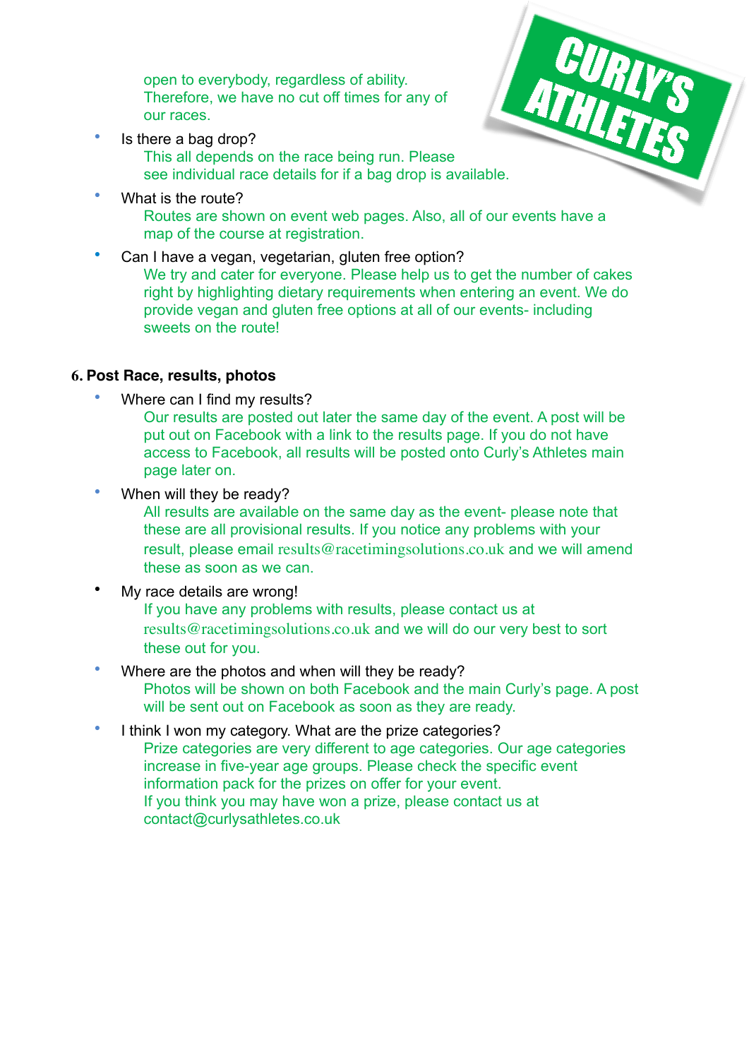open to everybody, regardless of ability. Therefore, we have no cut off times for any of our races.

CURLY'S ATHLETES

- Is there a bag drop?
  This all depends on the race being run. Please see individual race details for if a bag drop is available.
- What is the route?
  Routes are shown on event web pages. Also, all of our events have a map of the course at registration.
- Can I have a vegan, vegetarian, gluten free option?
  We try and cater for everyone. Please help us to get the number of cakes right by highlighting dietary requirements when entering an event. We do provide vegan and gluten free options at all of our events- including sweets on the route!

## 6. Post Race, results, photos

- Where can I find my results?
  Our results are posted out later the same day of the event. A post will be put out on Facebook with a link to the results page. If you do not have access to Facebook, all results will be posted onto Curly's Athletes main page later on.
- When will they be ready?
  All results are available on the same day as the event- please note that these are all provisional results. If you notice any problems with your result, please email results@racetimingsolutions.co.uk and we will amend these as soon as we can.
- My race details are wrong!
  If you have any problems with results, please contact us at results@racetimingsolutions.co.uk and we will do our very best to sort these out for you.
- Where are the photos and when will they be ready?
  Photos will be shown on both Facebook and the main Curly's page. A post will be sent out on Facebook as soon as they are ready.
- I think I won my category. What are the prize categories?
  Prize categories are very different to age categories. Our age categories increase in five-year age groups. Please check the specific event information pack for the prizes on offer for your event.
  If you think you may have won a prize, please contact us at contact@curlysathletes.co.uk